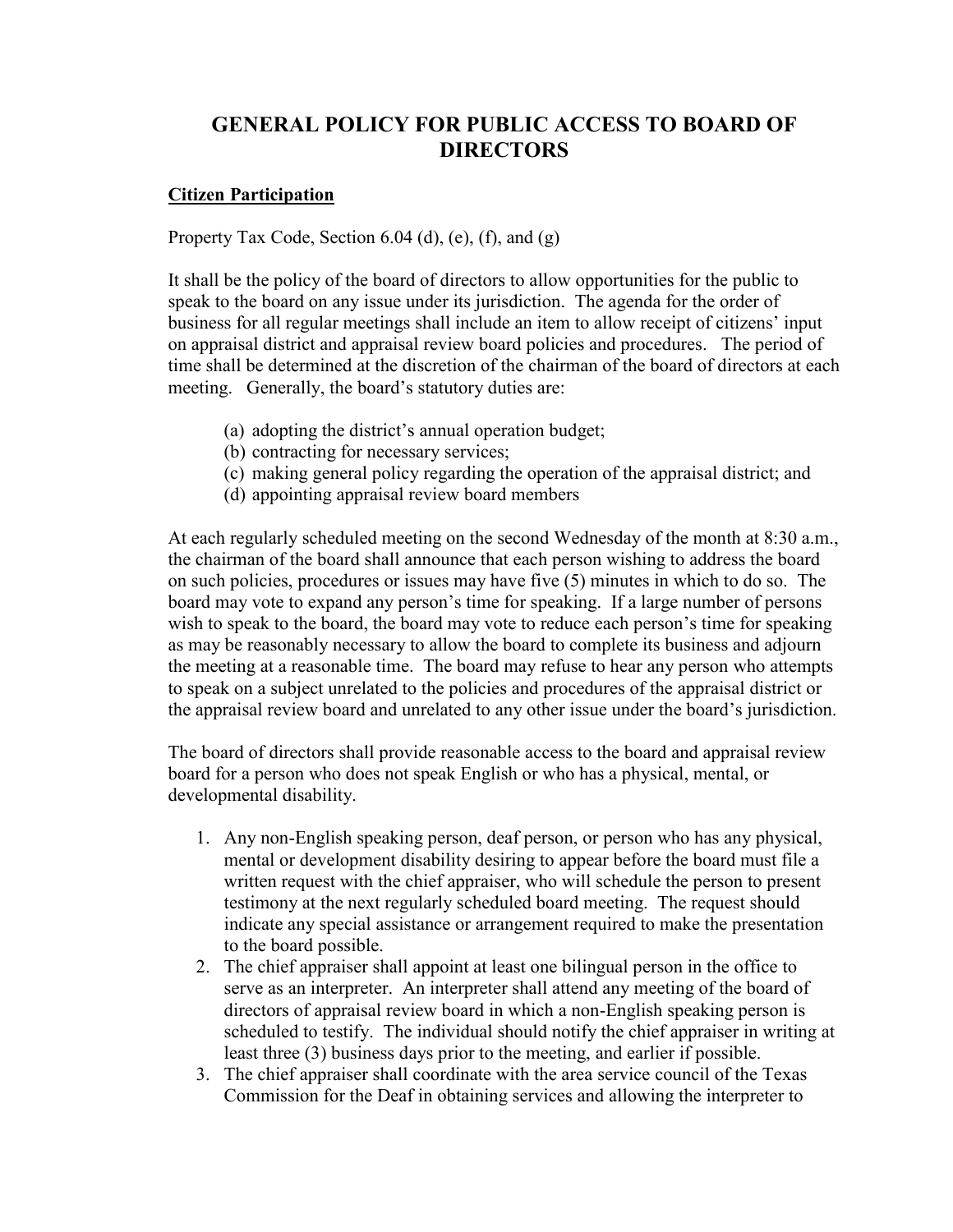# GENERAL POLICY FOR PUBLIC ACCESS TO BOARD OF DIRECTORS

## Citizen Participation

Property Tax Code, Section 6.04 (d), (e), (f), and (g)

It shall be the policy of the board of directors to allow opportunities for the public to speak to the board on any issue under its jurisdiction. The agenda for the order of business for all regular meetings shall include an item to allow receipt of citizens' input on appraisal district and appraisal review board policies and procedures. The period of time shall be determined at the discretion of the chairman of the board of directors at each meeting. Generally, the board's statutory duties are:

(a) adopting the district's annual operation budget;
(b) contracting for necessary services;
(c) making general policy regarding the operation of the appraisal district; and
(d) appointing appraisal review board members

At each regularly scheduled meeting on the second Wednesday of the month at 8:30 a.m., the chairman of the board shall announce that each person wishing to address the board on such policies, procedures or issues may have five (5) minutes in which to do so. The board may vote to expand any person's time for speaking. If a large number of persons wish to speak to the board, the board may vote to reduce each person's time for speaking as may be reasonably necessary to allow the board to complete its business and adjourn the meeting at a reasonable time. The board may refuse to hear any person who attempts to speak on a subject unrelated to the policies and procedures of the appraisal district or the appraisal review board and unrelated to any other issue under the board's jurisdiction.

The board of directors shall provide reasonable access to the board and appraisal review board for a person who does not speak English or who has a physical, mental, or developmental disability.

1. Any non-English speaking person, deaf person, or person who has any physical, mental or development disability desiring to appear before the board must file a written request with the chief appraiser, who will schedule the person to present testimony at the next regularly scheduled board meeting. The request should indicate any special assistance or arrangement required to make the presentation to the board possible.
2. The chief appraiser shall appoint at least one bilingual person in the office to serve as an interpreter. An interpreter shall attend any meeting of the board of directors of appraisal review board in which a non-English speaking person is scheduled to testify. The individual should notify the chief appraiser in writing at least three (3) business days prior to the meeting, and earlier if possible.
3. The chief appraiser shall coordinate with the area service council of the Texas Commission for the Deaf in obtaining services and allowing the interpreter to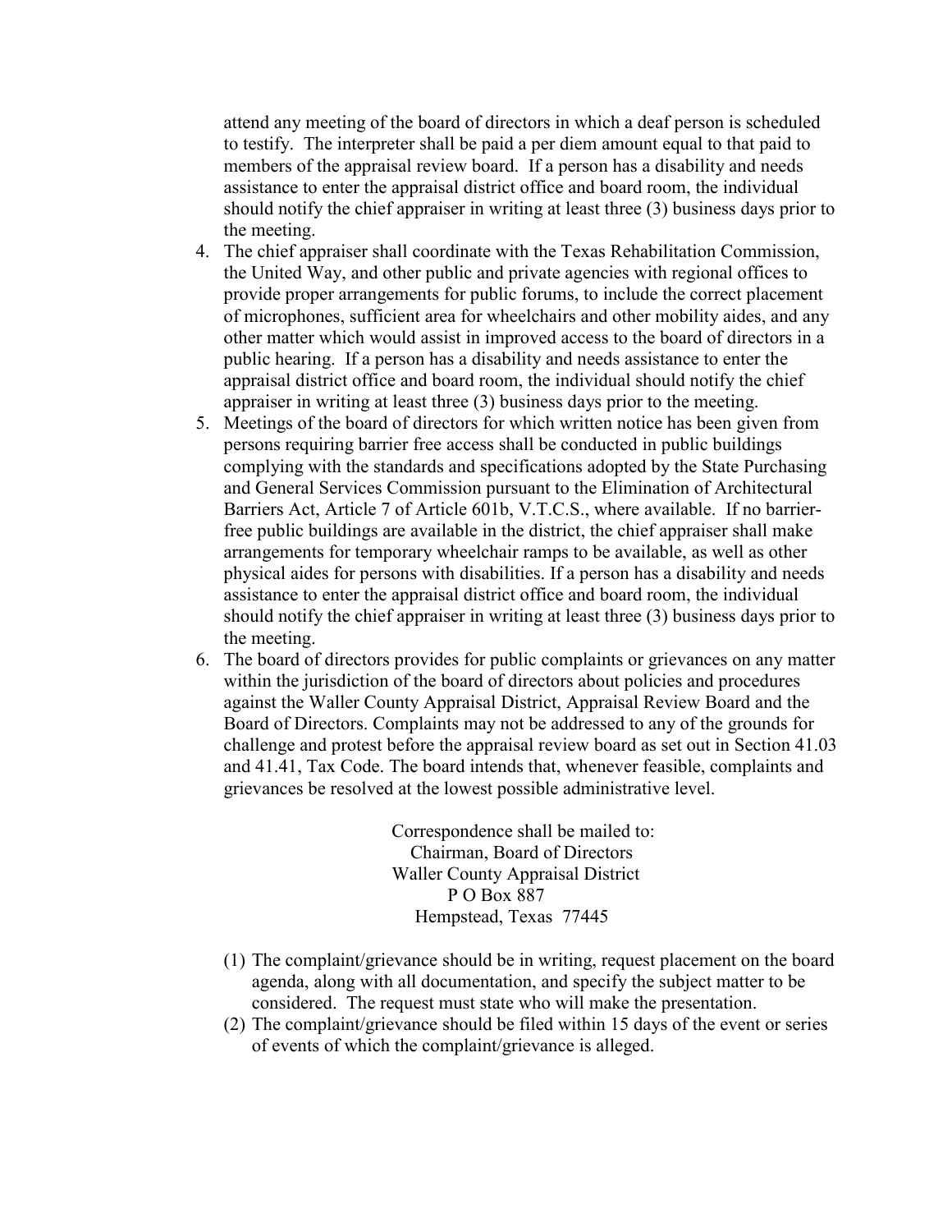attend any meeting of the board of directors in which a deaf person is scheduled to testify. The interpreter shall be paid a per diem amount equal to that paid to members of the appraisal review board. If a person has a disability and needs assistance to enter the appraisal district office and board room, the individual should notify the chief appraiser in writing at least three (3) business days prior to the meeting.

4. The chief appraiser shall coordinate with the Texas Rehabilitation Commission, the United Way, and other public and private agencies with regional offices to provide proper arrangements for public forums, to include the correct placement of microphones, sufficient area for wheelchairs and other mobility aides, and any other matter which would assist in improved access to the board of directors in a public hearing. If a person has a disability and needs assistance to enter the appraisal district office and board room, the individual should notify the chief appraiser in writing at least three (3) business days prior to the meeting.
5. Meetings of the board of directors for which written notice has been given from persons requiring barrier free access shall be conducted in public buildings complying with the standards and specifications adopted by the State Purchasing and General Services Commission pursuant to the Elimination of Architectural Barriers Act, Article 7 of Article 601b, V.T.C.S., where available. If no barrier-free public buildings are available in the district, the chief appraiser shall make arrangements for temporary wheelchair ramps to be available, as well as other physical aides for persons with disabilities. If a person has a disability and needs assistance to enter the appraisal district office and board room, the individual should notify the chief appraiser in writing at least three (3) business days prior to the meeting.
6. The board of directors provides for public complaints or grievances on any matter within the jurisdiction of the board of directors about policies and procedures against the Waller County Appraisal District, Appraisal Review Board and the Board of Directors. Complaints may not be addressed to any of the grounds for challenge and protest before the appraisal review board as set out in Section 41.03 and 41.41, Tax Code. The board intends that, whenever feasible, complaints and grievances be resolved at the lowest possible administrative level.

Correspondence shall be mailed to:
Chairman, Board of Directors
Waller County Appraisal District
P O Box 887
Hempstead, Texas 77445

(1) The complaint/grievance should be in writing, request placement on the board agenda, along with all documentation, and specify the subject matter to be considered. The request must state who will make the presentation.

(2) The complaint/grievance should be filed within 15 days of the event or series of events of which the complaint/grievance is alleged.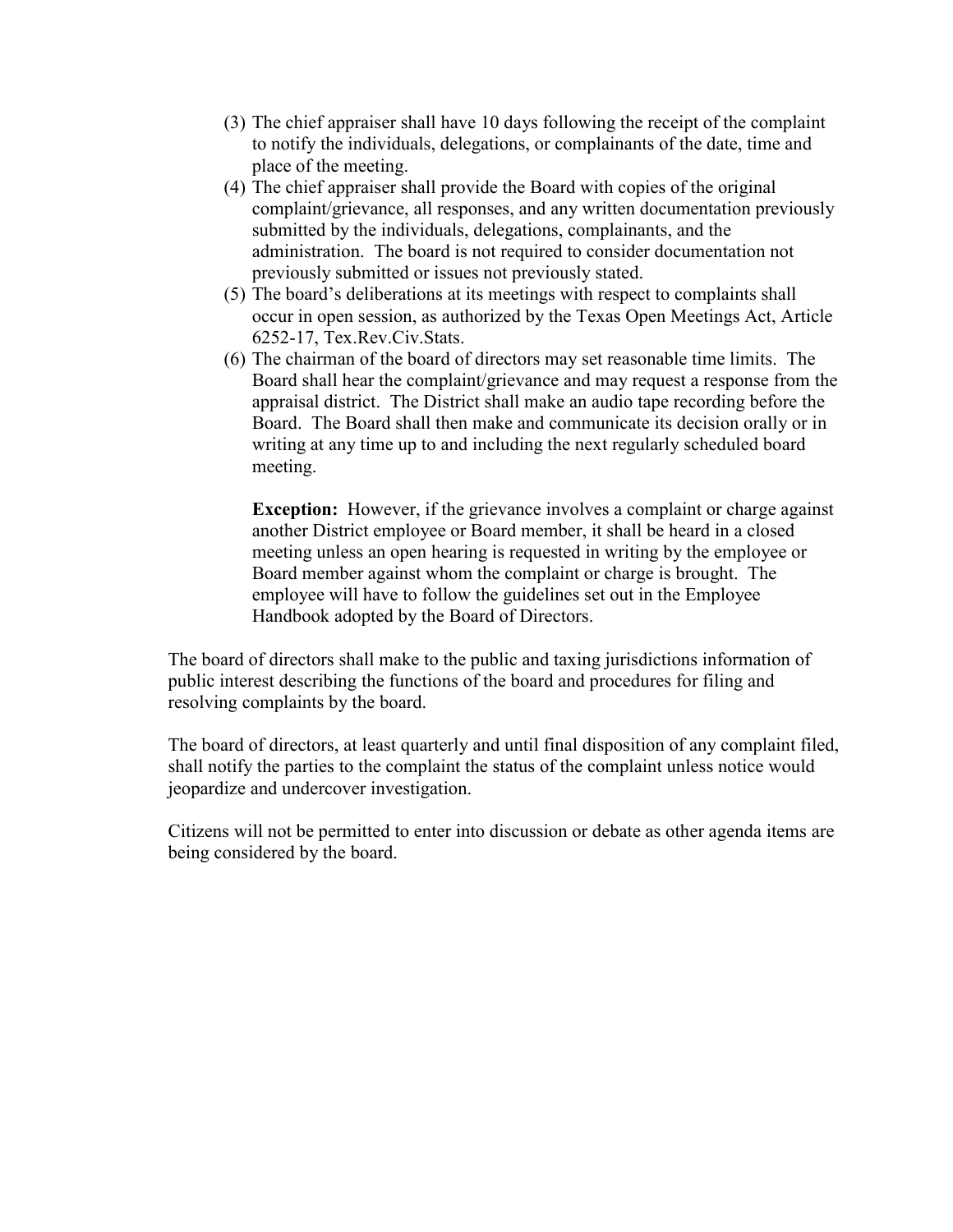(3) The chief appraiser shall have 10 days following the receipt of the complaint to notify the individuals, delegations, or complainants of the date, time and place of the meeting.

(4) The chief appraiser shall provide the Board with copies of the original complaint/grievance, all responses, and any written documentation previously submitted by the individuals, delegations, complainants, and the administration. The board is not required to consider documentation not previously submitted or issues not previously stated.

(5) The board's deliberations at its meetings with respect to complaints shall occur in open session, as authorized by the Texas Open Meetings Act, Article 6252-17, Tex.Rev.Civ.Stats.

(6) The chairman of the board of directors may set reasonable time limits. The Board shall hear the complaint/grievance and may request a response from the appraisal district. The District shall make an audio tape recording before the Board. The Board shall then make and communicate its decision orally or in writing at any time up to and including the next regularly scheduled board meeting.

    **Exception:** However, if the grievance involves a complaint or charge against another District employee or Board member, it shall be heard in a closed meeting unless an open hearing is requested in writing by the employee or Board member against whom the complaint or charge is brought. The employee will have to follow the guidelines set out in the Employee Handbook adopted by the Board of Directors.

The board of directors shall make to the public and taxing jurisdictions information of public interest describing the functions of the board and procedures for filing and resolving complaints by the board.

The board of directors, at least quarterly and until final disposition of any complaint filed, shall notify the parties to the complaint the status of the complaint unless notice would jeopardize and undercover investigation.

Citizens will not be permitted to enter into discussion or debate as other agenda items are being considered by the board.